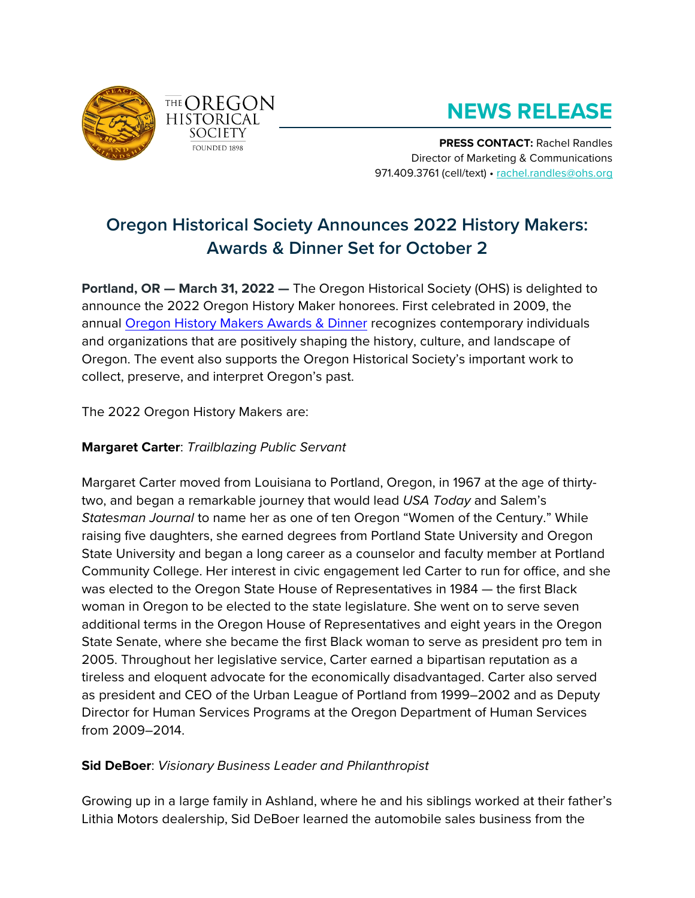THE OREGON HISTORICAL SOCIETY
FOUNDED 1898

# NEWS RELEASE

**PRESS CONTACT:** Rachel Randles
Director of Marketing & Communications
971.409.3761 (cell/text) • rachel.randles@ohs.org

## Oregon Historical Society Announces 2022 History Makers: Awards & Dinner Set for October 2

**Portland, OR — March 31, 2022 —** The Oregon Historical Society (OHS) is delighted to announce the 2022 Oregon History Maker honorees. First celebrated in 2009, the annual [Oregon History Makers Awards & Dinner] recognizes contemporary individuals and organizations that are positively shaping the history, culture, and landscape of Oregon. The event also supports the Oregon Historical Society's important work to collect, preserve, and interpret Oregon's past.

The 2022 Oregon History Makers are:

**Margaret Carter**: *Trailblazing Public Servant*

Margaret Carter moved from Louisiana to Portland, Oregon, in 1967 at the age of thirty-two, and began a remarkable journey that would lead *USA Today* and Salem's *Statesman Journal* to name her as one of ten Oregon "Women of the Century." While raising five daughters, she earned degrees from Portland State University and Oregon State University and began a long career as a counselor and faculty member at Portland Community College. Her interest in civic engagement led Carter to run for office, and she was elected to the Oregon State House of Representatives in 1984 — the first Black woman in Oregon to be elected to the state legislature. She went on to serve seven additional terms in the Oregon House of Representatives and eight years in the Oregon State Senate, where she became the first Black woman to serve as president pro tem in 2005. Throughout her legislative service, Carter earned a bipartisan reputation as a tireless and eloquent advocate for the economically disadvantaged. Carter also served as president and CEO of the Urban League of Portland from 1999–2002 and as Deputy Director for Human Services Programs at the Oregon Department of Human Services from 2009–2014.

**Sid DeBoer**: *Visionary Business Leader and Philanthropist*

Growing up in a large family in Ashland, where he and his siblings worked at their father's Lithia Motors dealership, Sid DeBoer learned the automobile sales business from the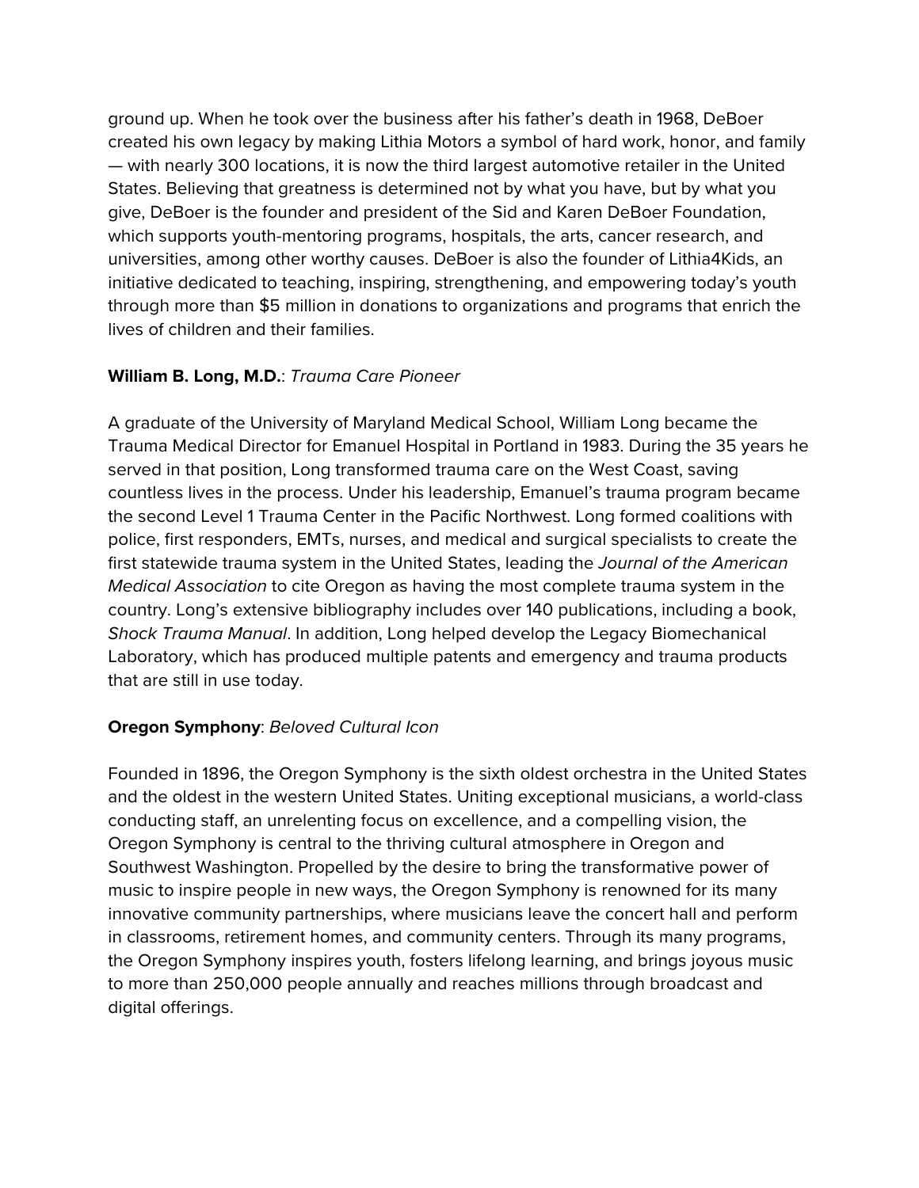ground up. When he took over the business after his father's death in 1968, DeBoer created his own legacy by making Lithia Motors a symbol of hard work, honor, and family — with nearly 300 locations, it is now the third largest automotive retailer in the United States. Believing that greatness is determined not by what you have, but by what you give, DeBoer is the founder and president of the Sid and Karen DeBoer Foundation, which supports youth-mentoring programs, hospitals, the arts, cancer research, and universities, among other worthy causes. DeBoer is also the founder of Lithia4Kids, an initiative dedicated to teaching, inspiring, strengthening, and empowering today's youth through more than $5 million in donations to organizations and programs that enrich the lives of children and their families.

**William B. Long, M.D.**: *Trauma Care Pioneer*

A graduate of the University of Maryland Medical School, William Long became the Trauma Medical Director for Emanuel Hospital in Portland in 1983. During the 35 years he served in that position, Long transformed trauma care on the West Coast, saving countless lives in the process. Under his leadership, Emanuel's trauma program became the second Level 1 Trauma Center in the Pacific Northwest. Long formed coalitions with police, first responders, EMTs, nurses, and medical and surgical specialists to create the first statewide trauma system in the United States, leading the *Journal of the American Medical Association* to cite Oregon as having the most complete trauma system in the country. Long's extensive bibliography includes over 140 publications, including a book, *Shock Trauma Manual*. In addition, Long helped develop the Legacy Biomechanical Laboratory, which has produced multiple patents and emergency and trauma products that are still in use today.

**Oregon Symphony**: *Beloved Cultural Icon*

Founded in 1896, the Oregon Symphony is the sixth oldest orchestra in the United States and the oldest in the western United States. Uniting exceptional musicians, a world-class conducting staff, an unrelenting focus on excellence, and a compelling vision, the Oregon Symphony is central to the thriving cultural atmosphere in Oregon and Southwest Washington. Propelled by the desire to bring the transformative power of music to inspire people in new ways, the Oregon Symphony is renowned for its many innovative community partnerships, where musicians leave the concert hall and perform in classrooms, retirement homes, and community centers. Through its many programs, the Oregon Symphony inspires youth, fosters lifelong learning, and brings joyous music to more than 250,000 people annually and reaches millions through broadcast and digital offerings.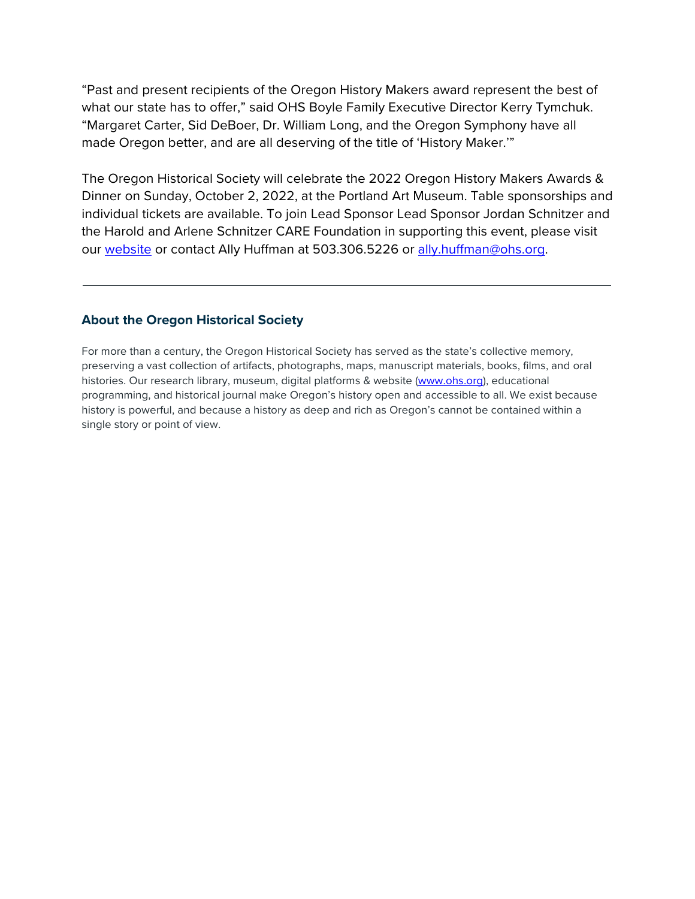“Past and present recipients of the Oregon History Makers award represent the best of what our state has to offer,” said OHS Boyle Family Executive Director Kerry Tymchuk. “Margaret Carter, Sid DeBoer, Dr. William Long, and the Oregon Symphony have all made Oregon better, and are all deserving of the title of ‘History Maker.’”

The Oregon Historical Society will celebrate the 2022 Oregon History Makers Awards & Dinner on Sunday, October 2, 2022, at the Portland Art Museum. Table sponsorships and individual tickets are available. To join Lead Sponsor Lead Sponsor Jordan Schnitzer and the Harold and Arlene Schnitzer CARE Foundation in supporting this event, please visit our website or contact Ally Huffman at 503.306.5226 or ally.huffman@ohs.org.

---

### About the Oregon Historical Society

For more than a century, the Oregon Historical Society has served as the state’s collective memory, preserving a vast collection of artifacts, photographs, maps, manuscript materials, books, films, and oral histories. Our research library, museum, digital platforms & website (www.ohs.org), educational programming, and historical journal make Oregon’s history open and accessible to all. We exist because history is powerful, and because a history as deep and rich as Oregon’s cannot be contained within a single story or point of view.